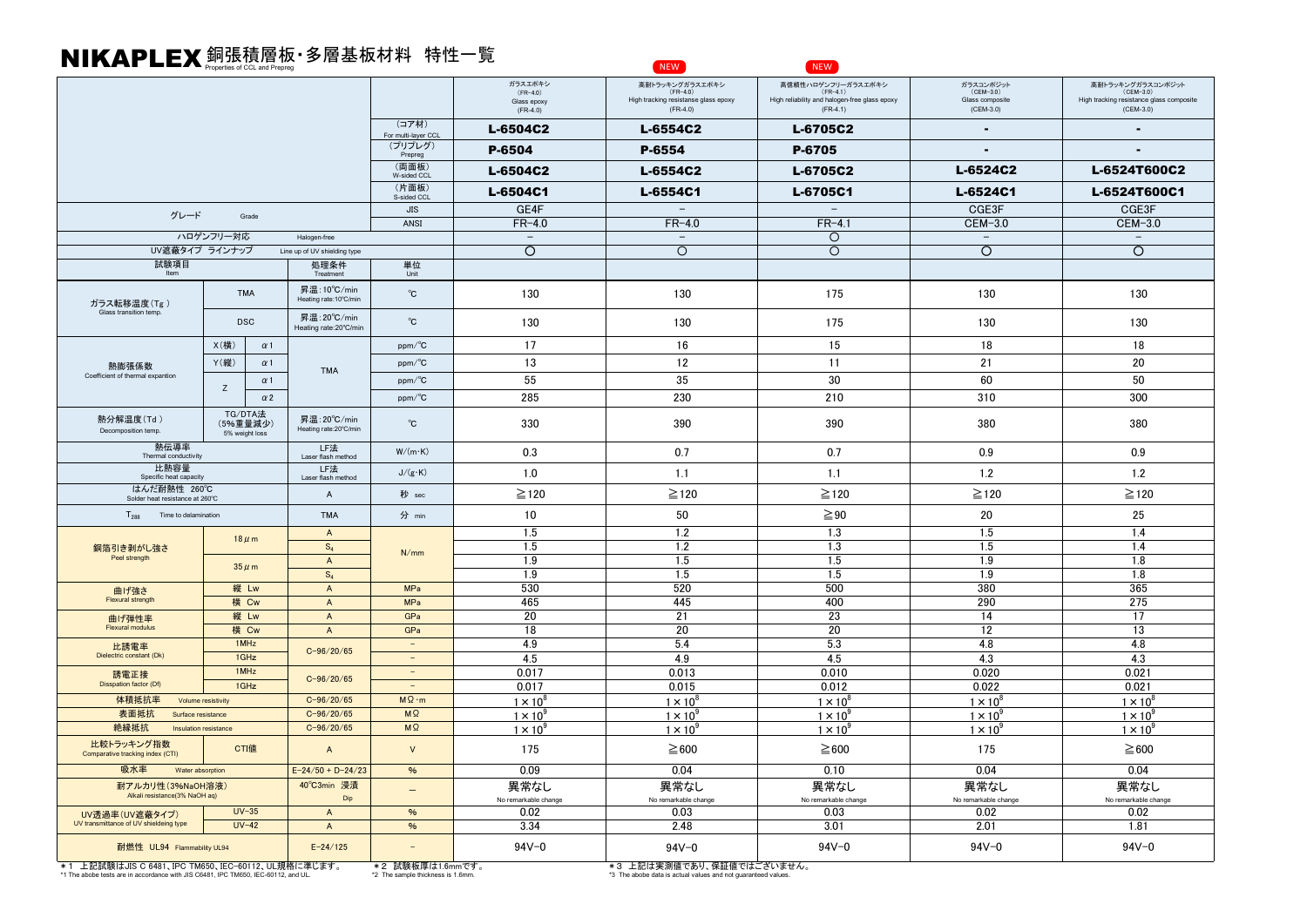# NIKAPLEX 銅張積層板・多層基板材料 特性一覧

Properties of CCL and Prepreg

| | | | | | ガラスエポキシ (FR-4.0) Glass epoxy (FR-4.0) | NEW 高耐トラッキングガラスエポキシ (FR-4.0) High tracking resistanse glass epoxy (FR-4.0) | NEW 高信頼性ハロゲンフリーガラスエポキシ (FR-4.1) High reliability and halogen-free glass epoxy (FR-4.1) | ガラスコンポジット (CEM-3.0) Glass composite (CEM-3.0) | 高耐トラッキングガラスコンポジット (CEM-3.0) High tracking resistance glass composite (CEM-3.0) |
|---|---|---|---|---|---|---|---|---|---|
| | | | | （コア材） For multi-layer CCL | **L-6504C2** | **L-6554C2** | **L-6705C2** | - | - |
| | | | | （プリプレグ） Prepreg | **P-6504** | **P-6554** | **P-6705** | - | - |
| | | | | （両面板） W-sided CCL | **L-6504C2** | **L-6554C2** | **L-6705C2** | **L-6524C2** | **L-6524T600C2** |
| | | | | （片面板） S-sided CCL | **L-6504C1** | **L-6554C1** | **L-6705C1** | **L-6524C1** | **L-6524T600C1** |
| グレード Grade | | | | JIS | GE4F | − | − | CGE3F | CGE3F |
| | | | | ANSI | FR-4.0 | FR-4.0 | FR-4.1 | CEM-3.0 | CEM-3.0 |
| ハロゲンフリー対応 Halogen-free | | | | | − | − | ○ | − | − |
| UV遮蔽タイプ ラインナップ Line up of UV shielding type | | | | | ○ | ○ | ○ | ○ | ○ |
| 試験項目 Item | | | 処理条件 Treatment | 単位 Unit | | | | | |
| ガラス転移温度(Tg) Glass transition temp. | TMA | | 昇温：10℃/min Heating rate:10℃/min | ℃ | 130 | 130 | 175 | 130 | 130 |
| | DSC | | 昇温：20℃/min Heating rate:20℃/min | ℃ | 130 | 130 | 175 | 130 | 130 |
| 熱膨張係数 Coefficient of thermal expantion | X(横) | α1 | TMA | ppm/℃ | 17 | 16 | 15 | 18 | 18 |
| | Y(縦) | α1 | | ppm/℃ | 13 | 12 | 11 | 21 | 20 |
| | Z | α1 | | ppm/℃ | 55 | 35 | 30 | 60 | 50 |
| | | α2 | | ppm/℃ | 285 | 230 | 210 | 310 | 300 |
| 熱分解温度(Td) Decomposition temp. | TG/DTA法 (5%重量減少) 5% weight loss | | 昇温：20℃/min Heating rate:20℃/min | ℃ | 330 | 390 | 390 | 380 | 380 |
| 熱伝導率 Thermal conductivity | | | LF法 Laser flash method | W/(m・K) | 0.3 | 0.7 | 0.7 | 0.9 | 0.9 |
| 比熱容量 Specific heat capacity | | | LF法 Laser flash method | J/(g・K) | 1.0 | 1.1 | 1.1 | 1.2 | 1.2 |
| はんだ耐熱性 260℃ Solder heat resistance at 260℃ | | | A | 秒 sec | ≧120 | ≧120 | ≧120 | ≧120 | ≧120 |
| $T_{288}$ Time to delamination | | | TMA | 分 min | 10 | 50 | ≧90 | 20 | 25 |
| 銅箔引き剥がし強さ Peel strength | 18μm | | A | N/mm | 1.5 | 1.2 | 1.3 | 1.5 | 1.4 |
| | | | $S_4$ | | 1.5 | 1.2 | 1.3 | 1.5 | 1.4 |
| | 35μm | | A | | 1.9 | 1.5 | 1.5 | 1.9 | 1.8 |
| | | | $S_4$ | | 1.9 | 1.5 | 1.5 | 1.9 | 1.8 |
| 曲げ強さ Flexural strength | 縦 Lw | | A | MPa | 530 | 520 | 500 | 380 | 365 |
| | 横 Cw | | A | MPa | 465 | 445 | 400 | 290 | 275 |
| 曲げ弾性率 Flexural modulus | 縦 Lw | | A | GPa | 20 | 21 | 23 | 14 | 17 |
| | 横 Cw | | A | GPa | 18 | 20 | 20 | 12 | 13 |
| 比誘電率 Dielectric constant (Dk) | 1MHz | | C-96/20/65 | − | 4.9 | 5.4 | 5.3 | 4.8 | 4.8 |
| | 1GHz | | | − | 4.5 | 4.9 | 4.5 | 4.3 | 4.3 |
| 誘電正接 Dissipation factor (Df) | 1MHz | | C-96/20/65 | − | 0.017 | 0.013 | 0.010 | 0.020 | 0.021 |
| | 1GHz | | | − | 0.017 | 0.015 | 0.012 | 0.022 | 0.021 |
| 体積抵抗率 Volume resistivity | | | C-96/20/65 | MΩ・m | $1\times10^{8}$ | $1\times10^{8}$ | $1\times10^{8}$ | $1\times10^{8}$ | $1\times10^{8}$ |
| 表面抵抗 Surface resistance | | | C-96/20/65 | MΩ | $1\times10^{9}$ | $1\times10^{9}$ | $1\times10^{9}$ | $1\times10^{9}$ | $1\times10^{9}$ |
| 絶縁抵抗 Insulation resistance | | | C-96/20/65 | MΩ | $1\times10^{9}$ | $1\times10^{9}$ | $1\times10^{9}$ | $1\times10^{9}$ | $1\times10^{9}$ |
| 比較トラッキング指数 Comparative tracking index (CTI) | CTI値 | | A | V | 175 | ≧600 | ≧600 | 175 | ≧600 |
| 吸水率 Water absorption | | | E-24/50 + D-24/23 | % | 0.09 | 0.04 | 0.10 | 0.04 | 0.04 |
| 耐アルカリ性(3%NaOH溶液) Alkali resistance(3% NaOH aq) | | | 40℃3min 浸漬 Dip | − | 異常なし No remarkable change | 異常なし No remarkable change | 異常なし No remarkable change | 異常なし No remarkable change | 異常なし No remarkable change |
| UV透過率(UV遮蔽タイプ) UV transmittance of UV shieldeing type | UV-35 | | A | % | 0.02 | 0.03 | 0.03 | 0.02 | 0.02 |
| | UV-42 | | A | % | 3.34 | 2.48 | 3.01 | 2.01 | 1.81 |
| 耐燃性 UL94 Flammability UL94 | | | E-24/125 | − | 94V-0 | 94V-0 | 94V-0 | 94V-0 | 94V-0 |

＊1 上記試験はJIS C 6481、IPC TM650、IEC-60112、UL規格に準じます。
*1 The abobe tests are in accordance with JIS C6481, IPC TM650, IEC-60112, and UL.

＊2 試験板厚は1.6mmです。
*2 The sample thickness is 1.6mm.

＊3 上記は実測値であり、保証値ではございません。
*3 The abobe data is actual values and not guaranteed values.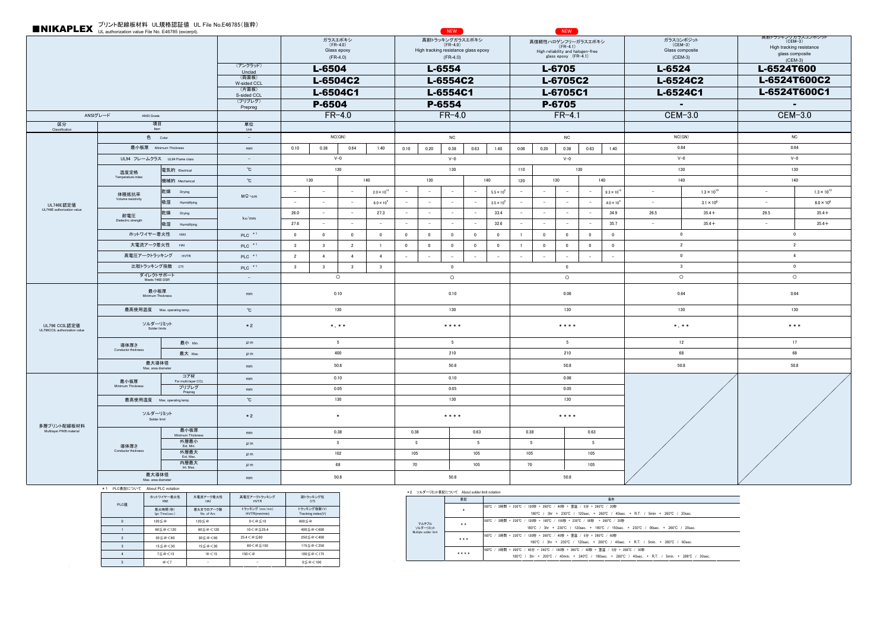# ■NIKAPLEX プリント配線板材料 UL規格認証値 UL File No.E46785(抜粋)

UL authorization value File No. E46785 (excerpt).

| 区分 Classification | 項目 Item | 単位 Unit | | | | | | | | | | | | | | | | | | |
|---|---|---|---|---|---|---|---|---|---|---|---|---|---|---|---|---|---|---|---|---|
| | | | ガラスエポキシ (FR-4.0) Glass epoxy (FR-4.0) | | | | NEW 高耐トラッキングガラスエポキシ (FR-4.0) High tracking resistance glass epoxy (FR-4.0) | | | | | NEW 高信頼性ハロゲンフリーガラスエポキシ (FR-4.1) High reliability and halogen-free glass epoxy (FR-4.1) | | | | | ガラスコンポジット (CEM-3) Glass composite (CEM-3) | | 高耐トラッキングガラスコンポジット (CEM-3) High tracking resistance glass composite (CEM-3) | |
| | | (アンクラッド) Unclad | L-6504 | | | | L-6554 | | | | | L-6705 | | | | | L-6524 | | L-6524T600 | |
| | | (両面板) W-sided CCL | L-6504C2 | | | | L-6554C2 | | | | | L-6705C2 | | | | | L-6524C2 | | L-6524T600C2 | |
| | | (片面板) S-sided CCL | L-6504C1 | | | | L-6554C1 | | | | | L-6705C1 | | | | | L-6524C1 | | L-6524T600C1 | |
| | | (プリプレグ) Prepreg | P-6504 | | | | P-6554 | | | | | P-6705 | | | | | - | | - | |
| ANSIグレード ANSI Grade | | | FR-4.0 | | | | FR-4.0 | | | | | FR-4.1 | | | | | CEM-3.0 | | CEM-3.0 | |
| UL746E認定値 UL746E authorization value | 色 Color | – | NC(GN) | | | | NC | | | | | NC | | | | | NC(GN) | | NC | |
| | 最小板厚 Minimum Thickness | mm | 0.10 | 0.38 | 0.64 | 1.40 | 0.10 | 0.20 | 0.38 | 0.63 | 1.40 | 0.06 | 0.20 | 0.38 | 0.63 | 1.40 | 0.64 | | 0.64 | |
| | UL94 フレームクラス UL94 Flame class | – | V-0 | | | | V-0 | | | | | V-0 | | | | | V-0 | | V-0 | |
| | 温度定格 Temperature index 電気的 Electrical | ℃ | 130 | | | | 130 | | | | | 110 | 130 | | | | 130 | | 130 | |
| | 温度定格 Temperature index 機械的 Mechanical | ℃ | 130 | | 140 | | 130 | | | 140 | | 120 | 130 | | 140 | | 140 | | 140 | |
| | 体積抵抗率 Volume resistivity 乾燥 Drying | MΩ・cm | – | – | – | $2.0\times10^{10}$ | – | – | – | – | $5.5\times10^{9}$ | – | – | – | – | $9.3\times10^{10}$ | – | $1.3\times10^{10}$ | – | $1.3\times10^{10}$ |
| | 体積抵抗率 Volume resistivity 吸湿 Humidifying | MΩ・cm | – | – | – | $6.0\times10^{9}$ | – | – | – | – | $3.5\times10^{9}$ | – | – | – | – | $4.0\times10^{9}$ | – | $3.1\times10^{6}$ | – | $8.0\times10^{8}$ |
| | 耐電圧 Dielectric strength 乾燥 Drying | kv/mm | 26.0 | – | – | 27.3 | – | – | – | – | 33.4 | – | – | – | – | 34.9 | 26.5 | 35.4+ | 29.5 | 35.4+ |
| | 耐電圧 Dielectric strength 吸湿 Humidifying | kv/mm | 27.6 | – | – | – | – | – | – | – | 32.6 | – | – | – | – | 35.7 | – | 35.4+ | – | 35.4+ |
| | ホットワイヤー着火性 HWI | PLC *1 | 0 | 0 | 0 | 0 | 0 | 0 | 0 | 0 | 0 | 1 | 0 | 0 | 0 | 0 | 0 | | 0 | |
| | 大電流アーク着火性 HAI | PLC *1 | 3 | 3 | 2 | 1 | 0 | 0 | 0 | 0 | 0 | 1 | 0 | 0 | 0 | 0 | 2 | | 2 | |
| | 高電圧アークトラッキング HVTR | PLC *1 | 2 | 4 | 4 | 4 | – | – | – | – | – | – | – | – | – | – | 0 | | 4 | |
| | 比較トラッキング指数 CTI | PLC *1 | 3 | 3 | 3 | 3 | 0 | | | | | 0 | | | | | 3 | | 0 | |
| | ダイレクトサポート Meets 746E DSR | – | ○ | | | | ○ | | | | | ○ | | | | | ○ | | ○ | |
| UL796 CCIL認定値 UL796CCIL authorization value | 最小板厚 Minimum Thickness | mm | 0.10 | | | | 0.10 | | | | | 0.06 | | | | | 0.64 | | 0.64 | |
| | 最高使用温度 Max. operating temp. | ℃ | 130 | | | | 130 | | | | | 130 | | | | | 130 | | 130 | |
| | ソルダーリミット Solder limits | *2 | *、** | | | | **** | | | | | **** | | | | | *、** | | *** | |
| | 導体厚さ Conductor thickness 最小 Min. | μm | 5 | | | | 5 | | | | | 5 | | | | | 12 | | 17 | |
| | 導体厚さ Conductor thickness 最大 Max. | μm | 400 | | | | 210 | | | | | 210 | | | | | 68 | | 68 | |
| | 最大導体径 Max. area diameter | mm | 50.8 | | | | 50.8 | | | | | 50.8 | | | | | 50.8 | | 50.8 | |
| 多層プリント配線板材料 Multilayer PWB material | 最小板厚 Minimum Thickness コア材 For multi-layer CCL | mm | 0.10 | | | | 0.10 | | | | | 0.06 | | | | | | | | |
| | 最小板厚 Minimum Thickness プリプレグ Prepreg | mm | 0.05 | | | | 0.05 | | | | | 0.05 | | | | | | | | |
| | 最高使用温度 Max. operating temp. | ℃ | 130 | | | | 130 | | | | | 130 | | | | | | | | |
| | ソルダーリミット Solder limit | *2 | * | | | | **** | | | | | **** | | | | | | | | |
| | 導体厚さ Conductor thickness 最小板厚 Minimum Thickness | mm | 0.38 | | | | 0.38 | | | 0.63 | | 0.38 | | | 0.63 | | | | | |
| | 導体厚さ Conductor thickness 外層最小 Ext. Min. | μm | 5 | | | | 5 | | | 5 | | 5 | | | 5 | | | | | |
| | 導体厚さ Conductor thickness 外層最大 Ext. Max. | μm | 102 | | | | 105 | | | 105 | | 105 | | | 105 | | | | | |
| | 導体厚さ Conductor thickness 内層最大 Int. Max. | μm | 68 | | | | 70 | | | 105 | | 70 | | | 105 | | | | | |
| | 最大導体径 Max. area diameter | mm | 50.8 | | | | 50.8 | | | | | 50.8 | | | | | | | | |

*1 PLC表記について About PLC notation

| PLC値 | ホットワイヤー着火性 HWI 着火時間(秒) Ign Time(sec.) | 大電流アーク着火性 HAI 着火までのアーク数 No. of Arc | 高電圧アークトラッキング HVTR トラッキング速度(mm/min) HVTR(mm/min) | 耐トラッキング性 CTI トラッキング指数(V) Tracking index(V) |
|---|---|---|---|---|
| 0 | 120≦@ | 120≦@ | 0≦@≦10 | 600≦@ |
| 1 | 60≦@<120 | 60≦@<120 | 10<@≦25.4 | 400≦@<600 |
| 2 | 30≦@<60 | 30≦@<60 | 25.4<@≦80 | 250≦@<400 |
| 3 | 15≦@<30 | 15≦@<30 | 80<@≦150 | 175≦@<250 |
| 4 | 7≦@<15 | @<15 | 150<@ | 100≦@<175 |
| 5 | @<7 | – | – | 0≦@<100 |

*2 ソルダーリミット表記について About solder limit notation

| | 表記 | 条件 |
|---|---|---|
| マルチプル ソルダーリミット Multiple solder limit | * | 180℃ / 3時間 + 230℃ / 120秒 + 260℃ / 40秒 + 室温 / 5分 + 260℃ / 20秒<br>180℃ / 3hr + 230℃ / 120sec. + 260℃ / 40sec. + R.T. / 5min + 260℃ / 20sec. |
| | ** | 180℃ / 3時間 + 230℃ / 120秒 + 180℃ / 150秒 + 230℃ / 90秒 + 260℃ / 20秒<br>180℃ / 3hr + 230℃ / 120sec. + 180℃ / 150sec. + 230℃ / 90sec. + 260℃ / 20sec. |
| | *** | 180℃ / 3時間 + 230℃ / 120秒 + 260℃ / 40秒 + 室温 / 5分 + 260℃ / 60秒<br>180℃ / 3hr + 230℃ / 120sec. + 260℃ / 40sec. + R.T. / 5min. + 260℃ / 60sec. |
| | **** | 180℃ / 3時間 + 200℃ / 40分 + 240℃ / 180秒 + 260℃ / 40秒 + 室温 / 5分 + 288℃ / 30秒<br>180℃ / 3hr + 200℃ / 40min. + 240℃ / 180sec. + 260℃ / 40sec. + R.T. / 5min. + 288℃ / 30sec. |